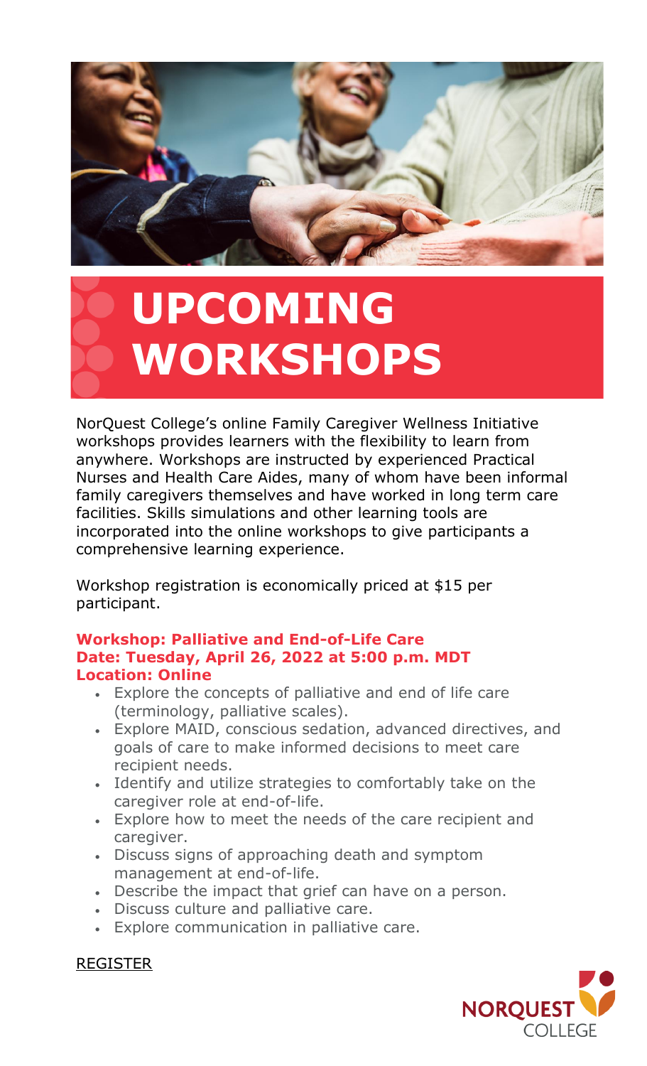# UPCOMING WORKSHOPS

NorQuest College's online Family Caregiver Wellness Initiative workshops provides learners with the flexibility to learn from anywhere. Workshops are instructed by experienced Practical Nurses and Health Care Aides, many of whom have been informal family caregivers themselves and have worked in long term care facilities. Skills simulations and other learning tools are incorporated into the online workshops to give participants a comprehensive learning experience.

Workshop registration is economically priced at $15 per participant.

**Workshop: Palliative and End-of-Life Care**
**Date: Tuesday, April 26, 2022 at 5:00 p.m. MDT**
**Location: Online**

- Explore the concepts of palliative and end of life care (terminology, palliative scales).
- Explore MAID, conscious sedation, advanced directives, and goals of care to make informed decisions to meet care recipient needs.
- Identify and utilize strategies to comfortably take on the caregiver role at end-of-life.
- Explore how to meet the needs of the care recipient and caregiver.
- Discuss signs of approaching death and symptom management at end-of-life.
- Describe the impact that grief can have on a person.
- Discuss culture and palliative care.
- Explore communication in palliative care.

REGISTER

NORQUEST COLLEGE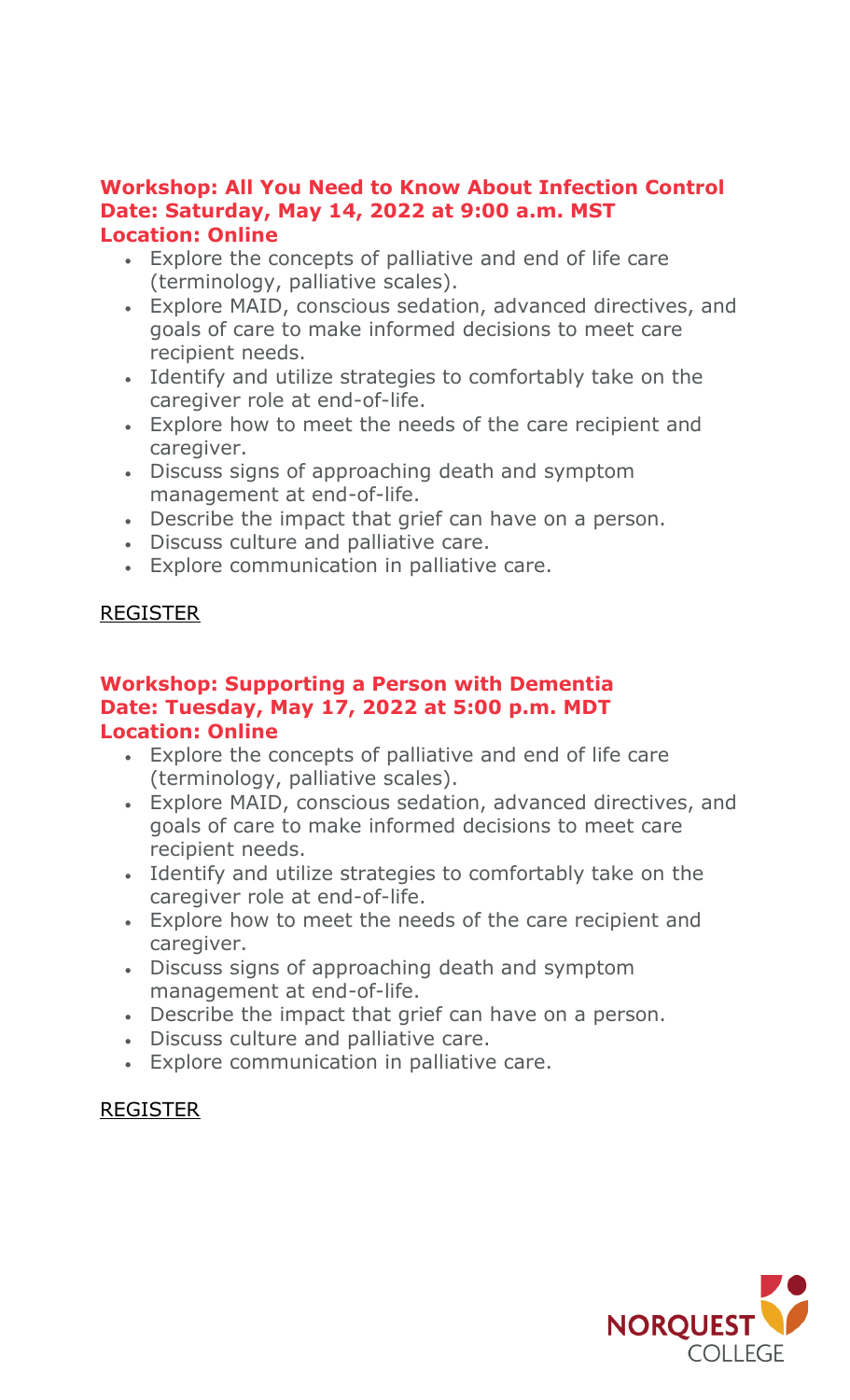**Workshop: All You Need to Know About Infection Control**
**Date: Saturday, May 14, 2022 at 9:00 a.m. MST**
**Location: Online**

- Explore the concepts of palliative and end of life care (terminology, palliative scales).
- Explore MAID, conscious sedation, advanced directives, and goals of care to make informed decisions to meet care recipient needs.
- Identify and utilize strategies to comfortably take on the caregiver role at end-of-life.
- Explore how to meet the needs of the care recipient and caregiver.
- Discuss signs of approaching death and symptom management at end-of-life.
- Describe the impact that grief can have on a person.
- Discuss culture and palliative care.
- Explore communication in palliative care.

REGISTER

**Workshop: Supporting a Person with Dementia**
**Date: Tuesday, May 17, 2022 at 5:00 p.m. MDT**
**Location: Online**

- Explore the concepts of palliative and end of life care (terminology, palliative scales).
- Explore MAID, conscious sedation, advanced directives, and goals of care to make informed decisions to meet care recipient needs.
- Identify and utilize strategies to comfortably take on the caregiver role at end-of-life.
- Explore how to meet the needs of the care recipient and caregiver.
- Discuss signs of approaching death and symptom management at end-of-life.
- Describe the impact that grief can have on a person.
- Discuss culture and palliative care.
- Explore communication in palliative care.

REGISTER

NORQUEST COLLEGE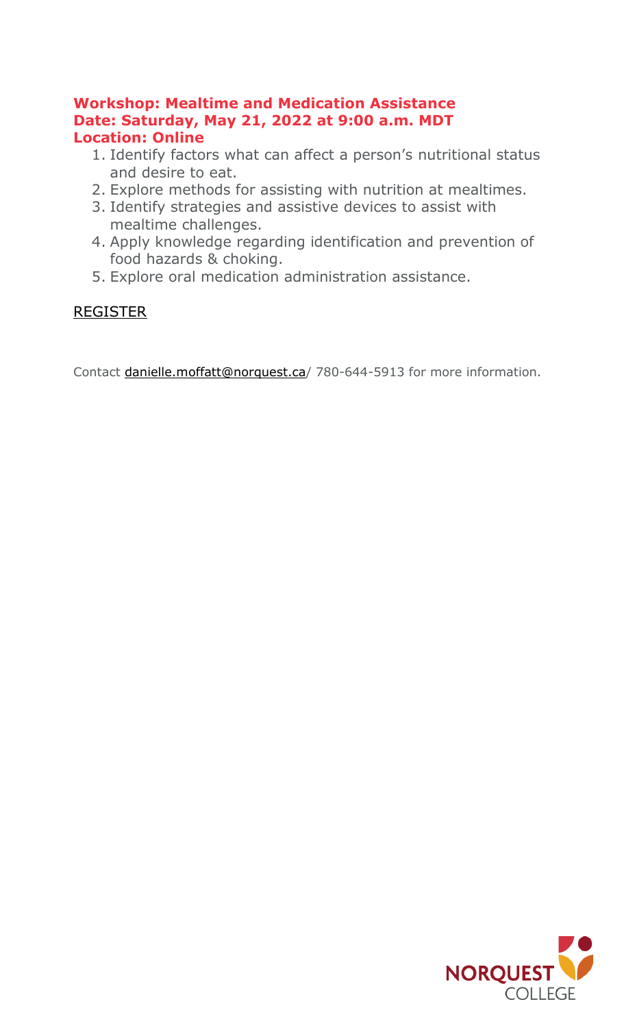**Workshop: Mealtime and Medication Assistance**
**Date: Saturday, May 21, 2022 at 9:00 a.m. MDT**
**Location: Online**

1. Identify factors what can affect a person's nutritional status and desire to eat.
2. Explore methods for assisting with nutrition at mealtimes.
3. Identify strategies and assistive devices to assist with mealtime challenges.
4. Apply knowledge regarding identification and prevention of food hazards & choking.
5. Explore oral medication administration assistance.

REGISTER

Contact danielle.moffatt@norquest.ca/ 780-644-5913 for more information.

NORQUEST COLLEGE